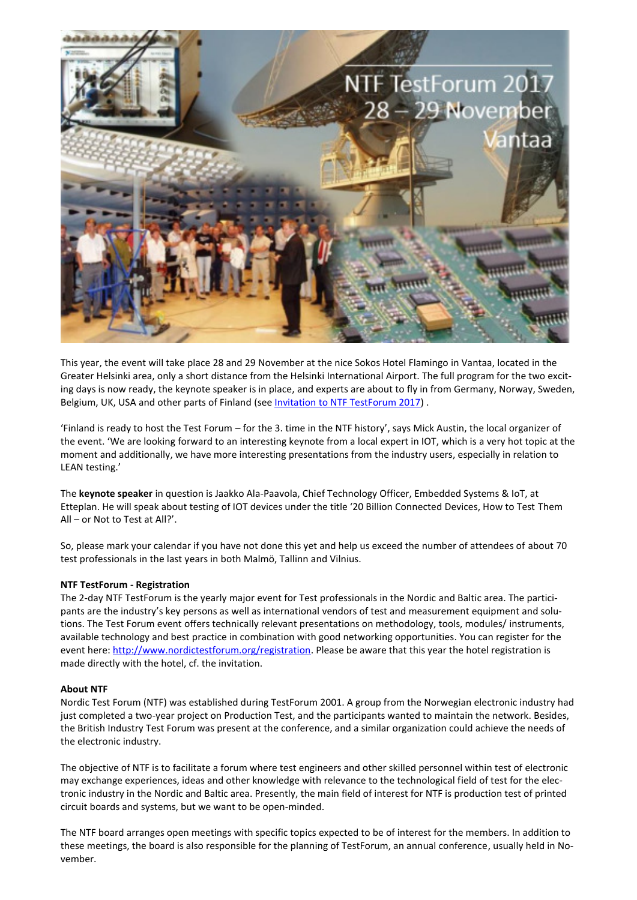This year, the event will take place 28 and 29 November at the nice Sokos Hotel Flamingo in Vantaa, located in the Greater Helsinki area, only a short distance from the Helsinki International Airport. The full program for the two exciting days is now ready, the keynote speaker is in place, and experts are about to fly in from Germany, Norway, Sweden, Belgium, UK, USA and other parts of Finland (see [Invitation to NTF TestForum 2017](#)) .

'Finland is ready to host the Test Forum – for the 3. time in the NTF history', says Mick Austin, the local organizer of the event. 'We are looking forward to an interesting keynote from a local expert in IOT, which is a very hot topic at the moment and additionally, we have more interesting presentations from the industry users, especially in relation to LEAN testing.'

The **keynote speaker** in question is Jaakko Ala-Paavola, Chief Technology Officer, Embedded Systems & IoT, at Etteplan. He will speak about testing of IOT devices under the title '20 Billion Connected Devices, How to Test Them All – or Not to Test at All?'.

So, please mark your calendar if you have not done this yet and help us exceed the number of attendees of about 70 test professionals in the last years in both Malmö, Tallinn and Vilnius.

**NTF TestForum - Registration**

The 2-day NTF TestForum is the yearly major event for Test professionals in the Nordic and Baltic area. The participants are the industry's key persons as well as international vendors of test and measurement equipment and solutions. The Test Forum event offers technically relevant presentations on methodology, tools, modules/ instruments, available technology and best practice in combination with good networking opportunities. You can register for the event here: http://www.nordictestforum.org/registration. Please be aware that this year the hotel registration is made directly with the hotel, cf. the invitation.

**About NTF**

Nordic Test Forum (NTF) was established during TestForum 2001. A group from the Norwegian electronic industry had just completed a two-year project on Production Test, and the participants wanted to maintain the network. Besides, the British Industry Test Forum was present at the conference, and a similar organization could achieve the needs of the electronic industry.

The objective of NTF is to facilitate a forum where test engineers and other skilled personnel within test of electronic may exchange experiences, ideas and other knowledge with relevance to the technological field of test for the electronic industry in the Nordic and Baltic area. Presently, the main field of interest for NTF is production test of printed circuit boards and systems, but we want to be open-minded.

The NTF board arranges open meetings with specific topics expected to be of interest for the members. In addition to these meetings, the board is also responsible for the planning of TestForum, an annual conference, usually held in November.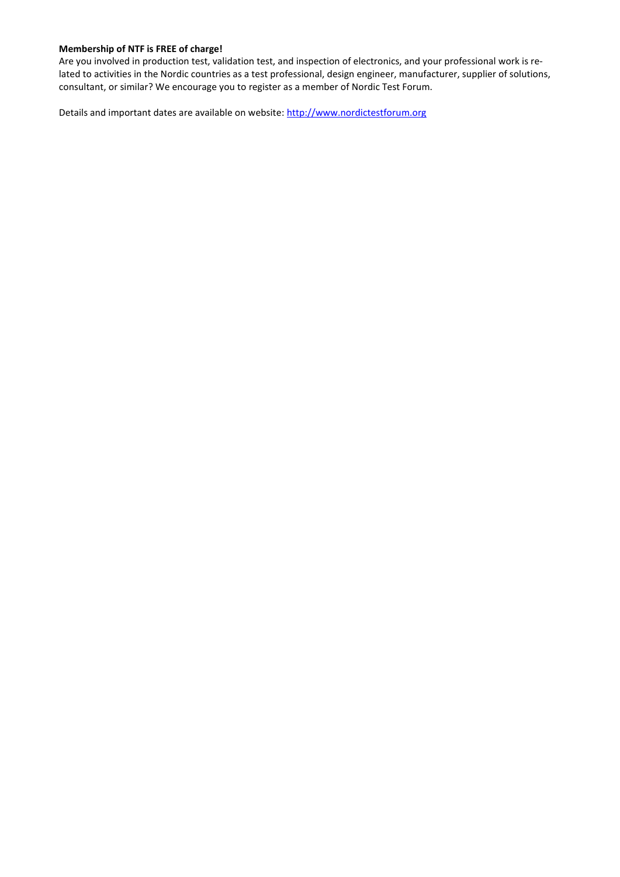**Membership of NTF is FREE of charge!**

Are you involved in production test, validation test, and inspection of electronics, and your professional work is related to activities in the Nordic countries as a test professional, design engineer, manufacturer, supplier of solutions, consultant, or similar? We encourage you to register as a member of Nordic Test Forum.

Details and important dates are available on website: [http://www.nordictestforum.org](http://www.nordictestforum.org)